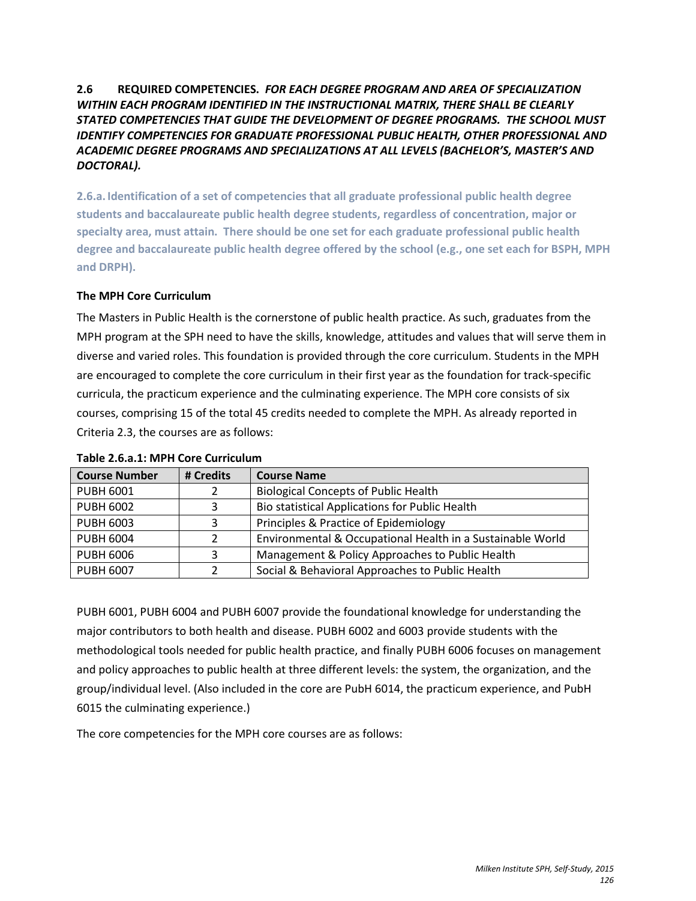**2.6 REQUIRED COMPETENCIES.** ***FOR EACH DEGREE PROGRAM AND AREA OF SPECIALIZATION WITHIN EACH PROGRAM IDENTIFIED IN THE INSTRUCTIONAL MATRIX, THERE SHALL BE CLEARLY STATED COMPETENCIES THAT GUIDE THE DEVELOPMENT OF DEGREE PROGRAMS. THE SCHOOL MUST IDENTIFY COMPETENCIES FOR GRADUATE PROFESSIONAL PUBLIC HEALTH, OTHER PROFESSIONAL AND ACADEMIC DEGREE PROGRAMS AND SPECIALIZATIONS AT ALL LEVELS (BACHELOR'S, MASTER'S AND DOCTORAL).***

**2.6.a. Identification of a set of competencies that all graduate professional public health degree students and baccalaureate public health degree students, regardless of concentration, major or specialty area, must attain. There should be one set for each graduate professional public health degree and baccalaureate public health degree offered by the school (e.g., one set each for BSPH, MPH and DRPH).**

**The MPH Core Curriculum**

The Masters in Public Health is the cornerstone of public health practice. As such, graduates from the MPH program at the SPH need to have the skills, knowledge, attitudes and values that will serve them in diverse and varied roles. This foundation is provided through the core curriculum. Students in the MPH are encouraged to complete the core curriculum in their first year as the foundation for track-specific curricula, the practicum experience and the culminating experience. The MPH core consists of six courses, comprising 15 of the total 45 credits needed to complete the MPH. As already reported in Criteria 2.3, the courses are as follows:

**Table 2.6.a.1: MPH Core Curriculum**

| Course Number | # Credits | Course Name |
|---|---|---|
| PUBH 6001 | 2 | Biological Concepts of Public Health |
| PUBH 6002 | 3 | Bio statistical Applications for Public Health |
| PUBH 6003 | 3 | Principles & Practice of Epidemiology |
| PUBH 6004 | 2 | Environmental & Occupational Health in a Sustainable World |
| PUBH 6006 | 3 | Management & Policy Approaches to Public Health |
| PUBH 6007 | 2 | Social & Behavioral Approaches to Public Health |

PUBH 6001, PUBH 6004 and PUBH 6007 provide the foundational knowledge for understanding the major contributors to both health and disease. PUBH 6002 and 6003 provide students with the methodological tools needed for public health practice, and finally PUBH 6006 focuses on management and policy approaches to public health at three different levels: the system, the organization, and the group/individual level. (Also included in the core are PubH 6014, the practicum experience, and PubH 6015 the culminating experience.)

The core competencies for the MPH core courses are as follows: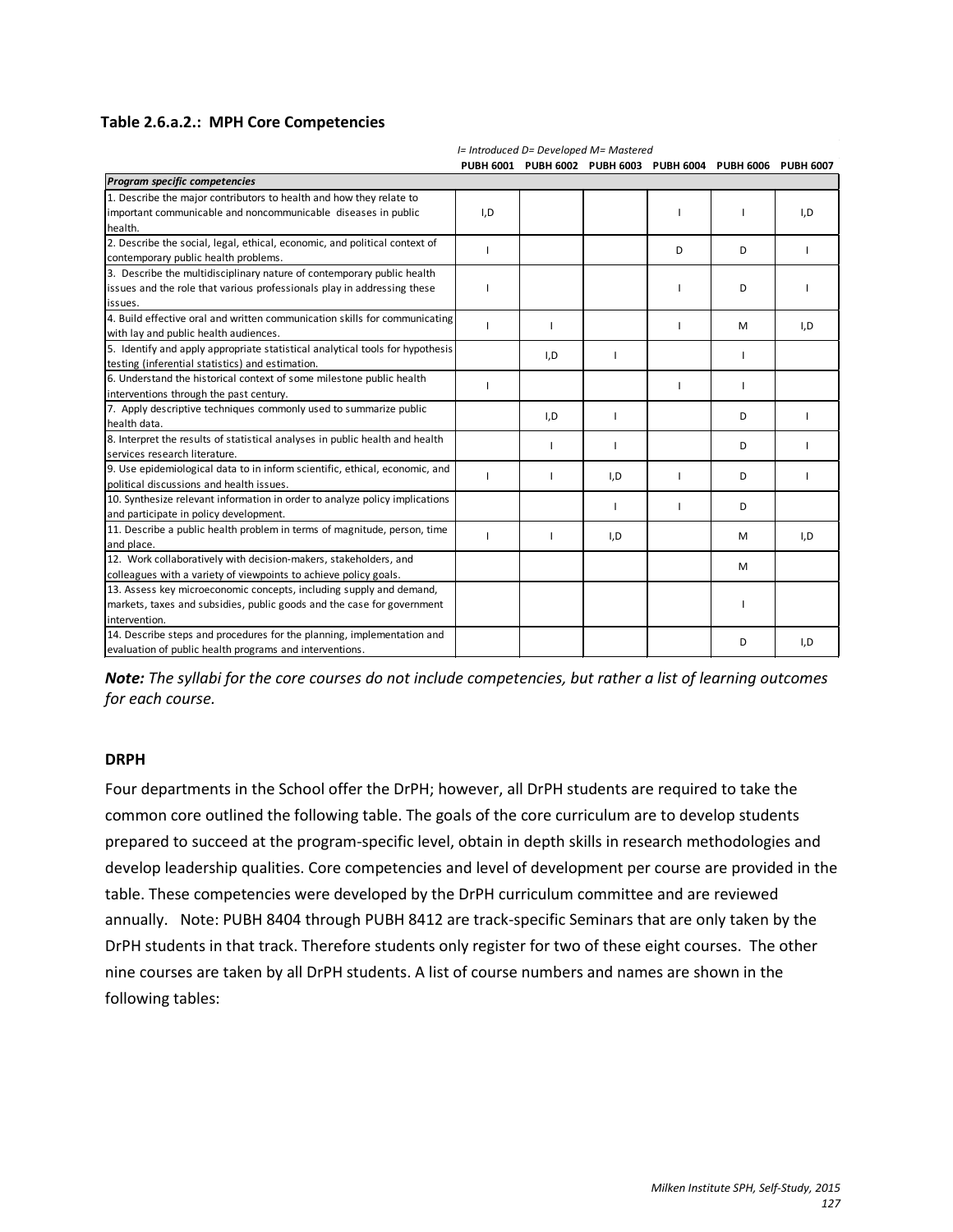**Table 2.6.a.2.: MPH Core Competencies**

*I= Introduced D= Developed M= Mastered*

| *Program specific competencies* | PUBH 6001 | PUBH 6002 | PUBH 6003 | PUBH 6004 | PUBH 6006 | PUBH 6007 |
|---|---|---|---|---|---|---|
| 1. Describe the major contributors to health and how they relate to important communicable and noncommunicable diseases in public health. | I,D | | | I | I | I,D |
| 2. Describe the social, legal, ethical, economic, and political context of contemporary public health problems. | I | | | D | D | I |
| 3. Describe the multidisciplinary nature of contemporary public health issues and the role that various professionals play in addressing these issues. | I | | | I | D | I |
| 4. Build effective oral and written communication skills for communicating with lay and public health audiences. | I | I | | I | M | I,D |
| 5. Identify and apply appropriate statistical analytical tools for hypothesis testing (inferential statistics) and estimation. | | I,D | I | | I | |
| 6. Understand the historical context of some milestone public health interventions through the past century. | I | | | I | I | |
| 7. Apply descriptive techniques commonly used to summarize public health data. | | I,D | I | | D | I |
| 8. Interpret the results of statistical analyses in public health and health services research literature. | | I | I | | D | I |
| 9. Use epidemiological data to in inform scientific, ethical, economic, and political discussions and health issues. | I | I | I,D | I | D | I |
| 10. Synthesize relevant information in order to analyze policy implications and participate in policy development. | | | I | I | D | |
| 11. Describe a public health problem in terms of magnitude, person, time and place. | I | I | I,D | | M | I,D |
| 12. Work collaboratively with decision-makers, stakeholders, and colleagues with a variety of viewpoints to achieve policy goals. | | | | | M | |
| 13. Assess key microeconomic concepts, including supply and demand, markets, taxes and subsidies, public goods and the case for government intervention. | | | | | I | |
| 14. Describe steps and procedures for the planning, implementation and evaluation of public health programs and interventions. | | | | | D | I,D |

***Note:** The syllabi for the core courses do not include competencies, but rather a list of learning outcomes for each course.*

**DRPH**

Four departments in the School offer the DrPH; however, all DrPH students are required to take the common core outlined the following table. The goals of the core curriculum are to develop students prepared to succeed at the program-specific level, obtain in depth skills in research methodologies and develop leadership qualities. Core competencies and level of development per course are provided in the table. These competencies were developed by the DrPH curriculum committee and are reviewed annually. Note: PUBH 8404 through PUBH 8412 are track-specific Seminars that are only taken by the DrPH students in that track. Therefore students only register for two of these eight courses. The other nine courses are taken by all DrPH students. A list of course numbers and names are shown in the following tables: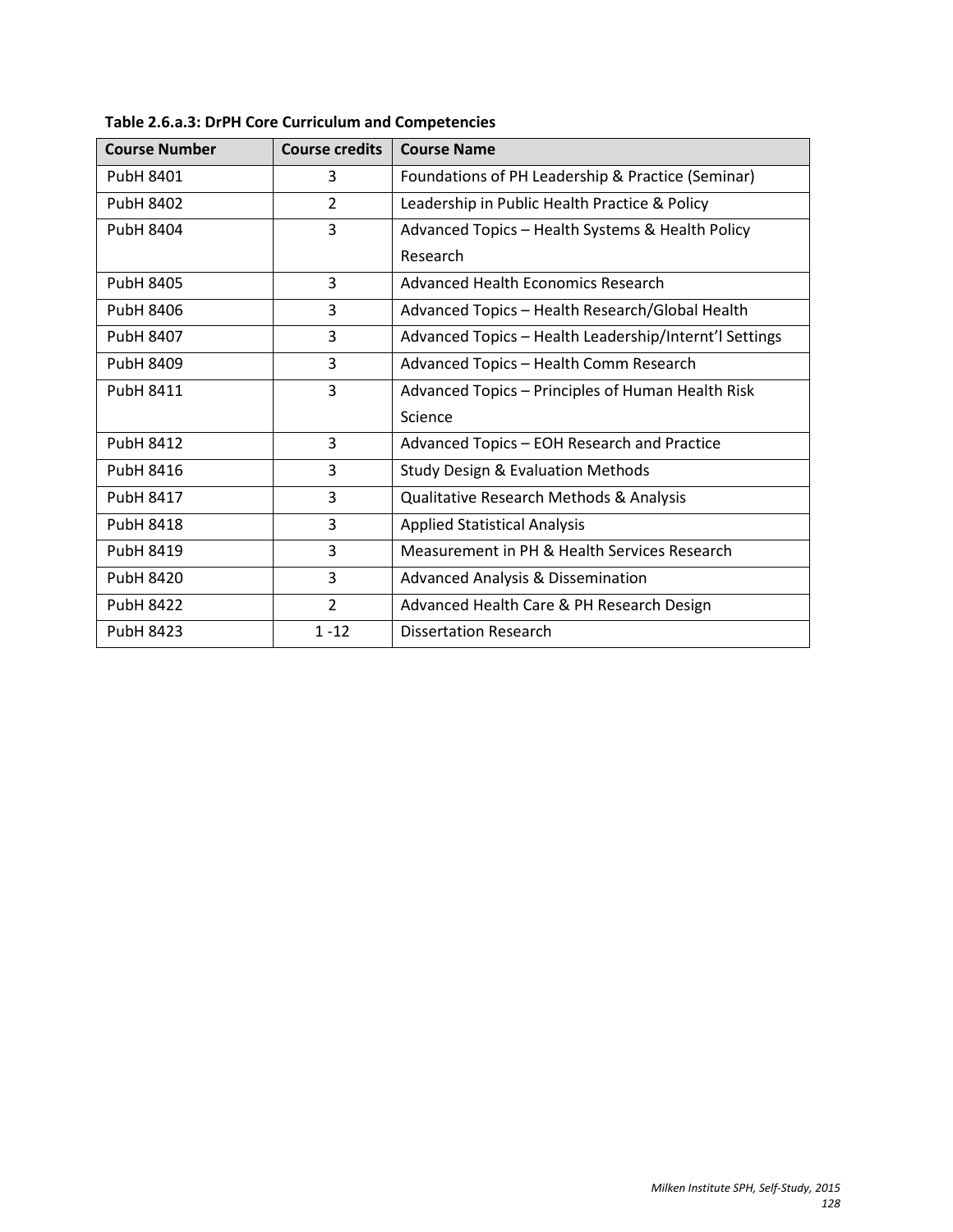**Table 2.6.a.3: DrPH Core Curriculum and Competencies**

| Course Number | Course credits | Course Name |
|---|---|---|
| PubH 8401 | 3 | Foundations of PH Leadership & Practice (Seminar) |
| PubH 8402 | 2 | Leadership in Public Health Practice & Policy |
| PubH 8404 | 3 | Advanced Topics – Health Systems & Health Policy Research |
| PubH 8405 | 3 | Advanced Health Economics Research |
| PubH 8406 | 3 | Advanced Topics – Health Research/Global Health |
| PubH 8407 | 3 | Advanced Topics – Health Leadership/Internt'l Settings |
| PubH 8409 | 3 | Advanced Topics – Health Comm Research |
| PubH 8411 | 3 | Advanced Topics – Principles of Human Health Risk Science |
| PubH 8412 | 3 | Advanced Topics – EOH Research and Practice |
| PubH 8416 | 3 | Study Design & Evaluation Methods |
| PubH 8417 | 3 | Qualitative Research Methods & Analysis |
| PubH 8418 | 3 | Applied Statistical Analysis |
| PubH 8419 | 3 | Measurement in PH & Health Services Research |
| PubH 8420 | 3 | Advanced Analysis & Dissemination |
| PubH 8422 | 2 | Advanced Health Care & PH Research Design |
| PubH 8423 | 1 -12 | Dissertation Research |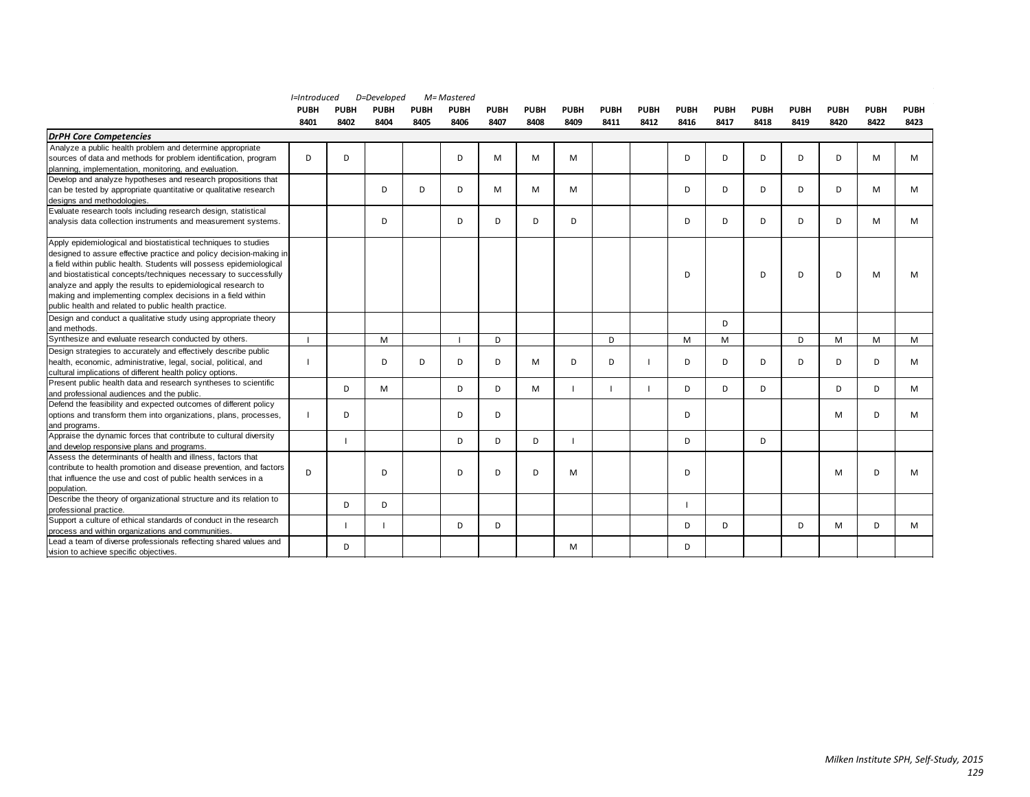I=Introduced D=Developed M= Mastered

| | PUBH 8401 | PUBH 8402 | PUBH 8404 | PUBH 8405 | PUBH 8406 | PUBH 8407 | PUBH 8408 | PUBH 8409 | PUBH 8411 | PUBH 8412 | PUBH 8416 | PUBH 8417 | PUBH 8418 | PUBH 8419 | PUBH 8420 | PUBH 8422 | PUBH 8423 |
|---|---|---|---|---|---|---|---|---|---|---|---|---|---|---|---|---|---|
| ***DrPH Core Competencies*** | | | | | | | | | | | | | | | | | |
| Analyze a public health problem and determine appropriate sources of data and methods for problem identification, program planning, implementation, monitoring, and evaluation. | D | D | | | D | M | M | M | | | D | D | D | D | D | M | M |
| Develop and analyze hypotheses and research propositions that can be tested by appropriate quantitative or qualitative research designs and methodologies. | | | D | D | D | M | M | M | | | D | D | D | D | D | M | M |
| Evaluate research tools including research design, statistical analysis data collection instruments and measurement systems. | | | D | | D | D | D | D | | | D | D | D | D | D | M | M |
| Apply epidemiological and biostatistical techniques to studies designed to assure effective practice and policy decision-making in a field within public health. Students will possess epidemiological and biostatistical concepts/techniques necessary to successfully analyze and apply the results to epidemiological research to making and implementing complex decisions in a field within public health and related to public health practice. | | | | | | | | | | | D | | D | D | D | M | M |
| Design and conduct a qualitative study using appropriate theory and methods. | | | | | | | | | | | | D | | | | | |
| Synthesize and evaluate research conducted by others. | I | | M | | I | D | | | D | | M | M | | D | M | M | M |
| Design strategies to accurately and effectively describe public health, economic, administrative, legal, social, political, and cultural implications of different health policy options. | I | | D | D | D | D | M | D | D | I | D | D | D | D | D | D | M |
| Present public health data and research syntheses to scientific and professional audiences and the public. | | D | M | | D | D | M | I | I | I | D | D | D | | D | D | M |
| Defend the feasibility and expected outcomes of different policy options and transform them into organizations, plans, processes, and programs. | I | D | | | D | D | | | | | D | | | | M | D | M |
| Appraise the dynamic forces that contribute to cultural diversity and develop responsive plans and programs. | | I | | | D | D | D | I | | | D | | D | | | | |
| Assess the determinants of health and illness, factors that contribute to health promotion and disease prevention, and factors that influence the use and cost of public health services in a population. | D | | D | | D | D | D | M | | | D | | | | M | D | M |
| Describe the theory of organizational structure and its relation to professional practice. | | D | D | | | | | | | | I | | | | | | |
| Support a culture of ethical standards of conduct in the research process and within organizations and communities. | | I | I | | D | D | | | | | D | D | | D | M | D | M |
| Lead a team of diverse professionals reflecting shared values and vision to achieve specific objectives. | | D | | | | | | M | | | D | | | | | | |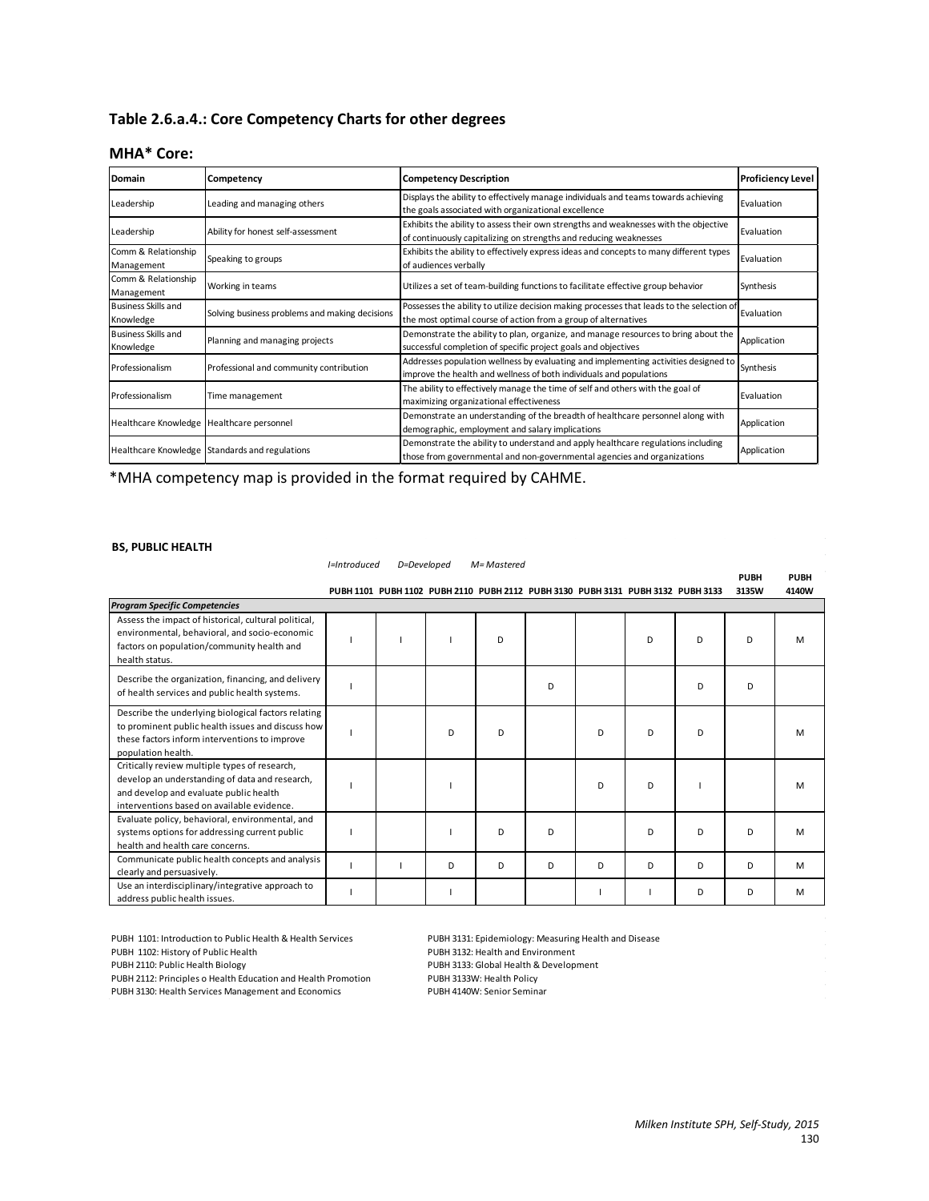## Table 2.6.a.4.: Core Competency Charts for other degrees

### MHA* Core:

| Domain | Competency | Competency Description | Proficiency Level |
|---|---|---|---|
| Leadership | Leading and managing others | Displays the ability to effectively manage individuals and teams towards achieving the goals associated with organizational excellence | Evaluation |
| Leadership | Ability for honest self-assessment | Exhibits the ability to assess their own strengths and weaknesses with the objective of continuously capitalizing on strengths and reducing weaknesses | Evaluation |
| Comm & Relationship Management | Speaking to groups | Exhibits the ability to effectively express ideas and concepts to many different types of audiences verbally | Evaluation |
| Comm & Relationship Management | Working in teams | Utilizes a set of team-building functions to facilitate effective group behavior | Synthesis |
| Business Skills and Knowledge | Solving business problems and making decisions | Possesses the ability to utilize decision making processes that leads to the selection of the most optimal course of action from a group of alternatives | Evaluation |
| Business Skills and Knowledge | Planning and managing projects | Demonstrate the ability to plan, organize, and manage resources to bring about the successful completion of specific project goals and objectives | Application |
| Professionalism | Professional and community contribution | Addresses population wellness by evaluating and implementing activities designed to improve the health and wellness of both individuals and populations | Synthesis |
| Professionalism | Time management | The ability to effectively manage the time of self and others with the goal of maximizing organizational effectiveness | Evaluation |
| Healthcare Knowledge | Healthcare personnel | Demonstrate an understanding of the breadth of healthcare personnel along with demographic, employment and salary implications | Application |
| Healthcare Knowledge | Standards and regulations | Demonstrate the ability to understand and apply healthcare regulations including those from governmental and non-governmental agencies and organizations | Application |

*MHA competency map is provided in the format required by CAHME.

**BS, PUBLIC HEALTH**

*I=Introduced D=Developed M= Mastered*

| *Program Specific Competencies* | PUBH 1101 | PUBH 1102 | PUBH 2110 | PUBH 2112 | PUBH 3130 | PUBH 3131 | PUBH 3132 | PUBH 3133 | PUBH 3135W | PUBH 4140W |
|---|---|---|---|---|---|---|---|---|---|---|
| Assess the impact of historical, cultural political, environmental, behavioral, and socio-economic factors on population/community health and health status. | I | I | I | D | | | D | D | D | M |
| Describe the organization, financing, and delivery of health services and public health systems. | I | | | | D | | | D | D | |
| Describe the underlying biological factors relating to prominent public health issues and discuss how these factors inform interventions to improve population health. | I | | D | D | | D | D | D | | M |
| Critically review multiple types of research, develop an understanding of data and research, and develop and evaluate public health interventions based on available evidence. | I | | I | | | D | D | I | | M |
| Evaluate policy, behavioral, environmental, and systems options for addressing current public health and health care concerns. | I | | I | D | D | | D | D | D | M |
| Communicate public health concepts and analysis clearly and persuasively. | I | I | D | D | D | D | D | D | D | M |
| Use an interdisciplinary/integrative approach to address public health issues. | I | | I | | | I | I | D | D | M |

PUBH 1101: Introduction to Public Health & Health Services
PUBH 1102: History of Public Health
PUBH 2110: Public Health Biology
PUBH 2112: Principles o Health Education and Health Promotion
PUBH 3130: Health Services Management and Economics
PUBH 3131: Epidemiology: Measuring Health and Disease
PUBH 3132: Health and Environment
PUBH 3133: Global Health & Development
PUBH 3133W: Health Policy
PUBH 4140W: Senior Seminar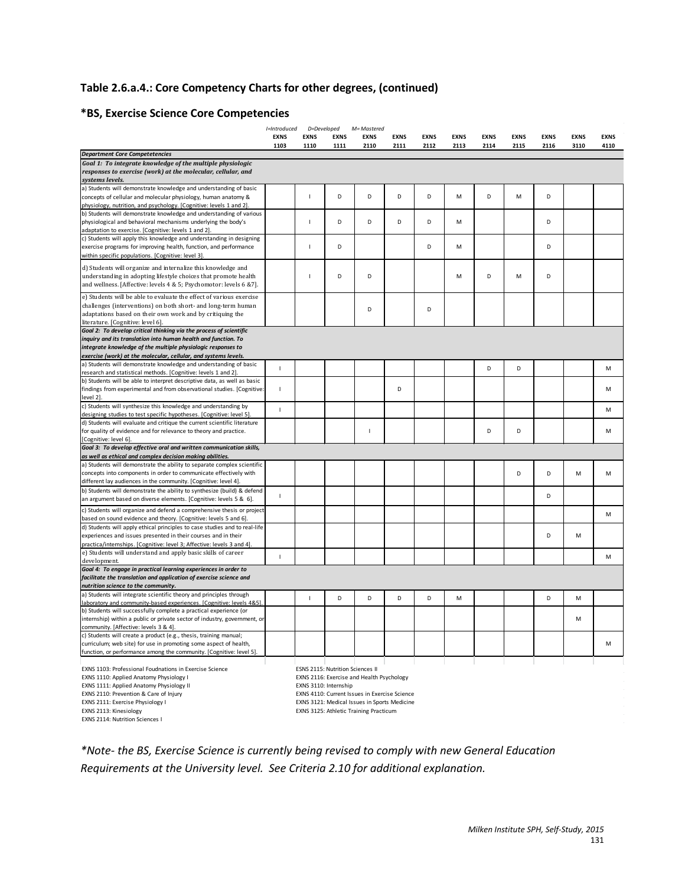## Table 2.6.a.4.: Core Competency Charts for other degrees, (continued)

### *BS, Exercise Science Core Competencies

*I=Introduced D=Developed M= Mastered*

| | EXNS 1103 | EXNS 1110 | EXNS 1111 | EXNS 2110 | EXNS 2111 | EXNS 2112 | EXNS 2113 | EXNS 2114 | EXNS 2115 | EXNS 2116 | EXNS 3110 | EXNS 4110 |
|---|---|---|---|---|---|---|---|---|---|---|---|---|
| ***Department Core Competetencies*** | | | | | | | | | | | | |
| ***Goal 1: To integrate knowledge of the multiple physiologic responses to exercise (work) at the molecular, cellular, and systems levels.*** | | | | | | | | | | | | |
| a) Students will demonstrate knowledge and understanding of basic concepts of cellular and molecular physiology, human anatomy & physiology, nutrition, and psychology. [Cognitive: levels 1 and 2]. | | I | D | D | D | D | M | D | M | D | | |
| b) Students will demonstrate knowledge and understanding of various physiological and behavioral mechanisms underlying the body's adaptation to exercise. [Cognitive: levels 1 and 2]. | | I | D | D | D | D | M | | | D | | |
| c) Students will apply this knowledge and understanding in designing exercise programs for improving health, function, and performance within specific populations. [Cognitive: level 3]. | | I | D | | | D | M | | | D | | |
| d) Students will organize and internalize this knowledge and understanding in adopting lifestyle choices that promote health and wellness. [Affective: levels 4 & 5; Psychomotor: levels 6 &7]. | | I | D | D | | | M | D | M | D | | |
| e) Students will be able to evaluate the effect of various exercise challenges (interventions) on both short- and long-term human adaptations based on their own work and by critiquing the literature. [Cognitive: level 6]. | | | | D | | D | | | | | | |
| ***Goal 2: To develop critical thinking via the process of scientific inquiry and its translation into human health and function. To integrate knowledge of the multiple physiologic responses to exercise (work) at the molecular, cellular, and systems levels.*** | | | | | | | | | | | | |
| a) Students will demonstrate knowledge and understanding of basic research and statistical methods. [Cognitive: levels 1 and 2]. | I | | | | | | | D | D | | | M |
| b) Students will be able to interpret descriptive data, as well as basic findings from experimental and from observational studies. [Cognitive: level 2]. | I | | | | D | | | | | | | M |
| c) Students will synthesize this knowledge and understanding by designing studies to test specific hypotheses. [Cognitive: level 5]. | I | | | | | | | | | | | M |
| d) Students will evaluate and critique the current scientific literature for quality of evidence and for relevance to theory and practice. [Cognitive: level 6]. | | | | I | | | | D | D | | | M |
| ***Goal 3: To develop effective oral and written communication skills, as well as ethical and complex decision making abilities.*** | | | | | | | | | | | | |
| a) Students will demonstrate the ability to separate complex scientific concepts into components in order to communicate effectively with different lay audiences in the community. [Cognitive: level 4]. | | | | | | | | | D | D | M | M |
| b) Students will demonstrate the ability to synthesize (build) & defend an argument based on diverse elements. [Cognitive: levels 5 & 6]. | I | | | | | | | | | D | | |
| c) Students will organize and defend a comprehensive thesis or project based on sound evidence and theory. [Cognitive: levels 5 and 6]. | | | | | | | | | | | | M |
| d) Students will apply ethical principles to case studies and to real-life experiences and issues presented in their courses and in their practica/internships. [Cognitive: level 3; Affective: levels 3 and 4]. | | | | | | | | | | D | M | |
| e) Students will understand and apply basic skills of career development. | I | | | | | | | | | | | M |
| ***Goal 4: To engage in practical learning experiences in order to facilitate the translation and application of exercise science and nutrition science to the community.*** | | | | | | | | | | | | |
| a) Students will integrate scientific theory and principles through laboratory and community-based experiences. [Cognitive: levels 4&5]. | | I | D | D | D | D | M | | | D | M | |
| b) Students will successfully complete a practical experience (or internship) within a public or private sector of industry, government, or community. [Affective: levels 3 & 4]. | | | | | | | | | | | M | |
| c) Students will create a product (e.g., thesis, training manual; curriculum; web site) for use in promoting some aspect of health, function, or performance among the community. [Cognitive: level 5]. | | | | | | | | | | | | M |

EXNS 1103: Professional Foudnations in Exercise Science
EXNS 1110: Applied Anatomy Physiology I
EXNS 1111: Applied Anatomy Physiology II
EXNS 2110: Prevention & Care of Injury
EXNS 2111: Exercise Physiology I
EXNS 2113: Kinesiology
EXNS 2114: Nutrition Sciences I
EXNS 2115: Nutrition Sciences II
EXNS 2116: Exercise and Health Psychology
EXNS 3110: Internship
EXNS 4110: Current Issues in Exercise Science
EXNS 3121: Medical Issues in Sports Medicine
EXNS 3125: Athletic Training Practicum

*\*Note- the BS, Exercise Science is currently being revised to comply with new General Education Requirements at the University level. See Criteria 2.10 for additional explanation.*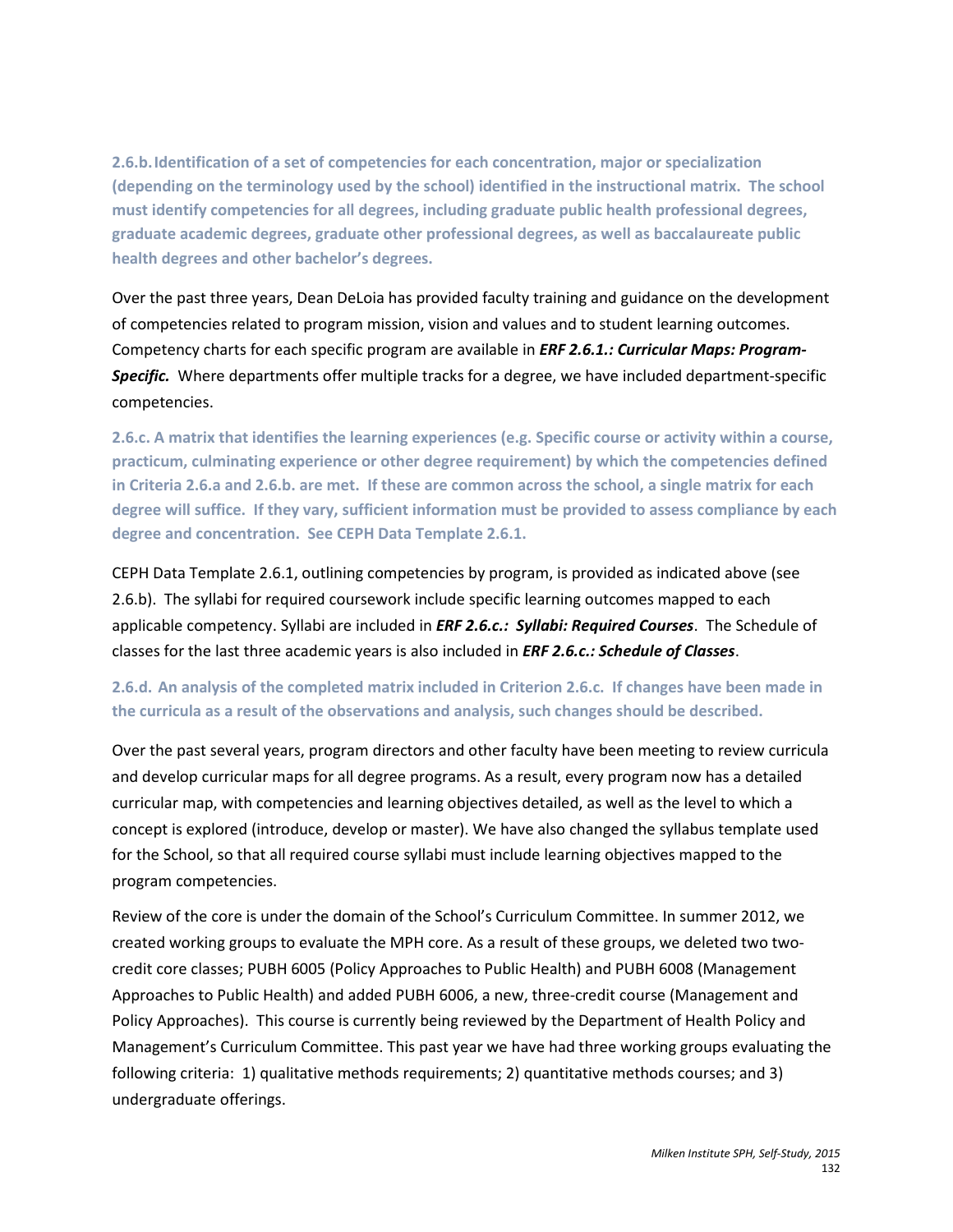**2.6.b. Identification of a set of competencies for each concentration, major or specialization (depending on the terminology used by the school) identified in the instructional matrix. The school must identify competencies for all degrees, including graduate public health professional degrees, graduate academic degrees, graduate other professional degrees, as well as baccalaureate public health degrees and other bachelor's degrees.**

Over the past three years, Dean DeLoia has provided faculty training and guidance on the development of competencies related to program mission, vision and values and to student learning outcomes. Competency charts for each specific program are available in ***ERF 2.6.1.: Curricular Maps: Program-Specific.*** Where departments offer multiple tracks for a degree, we have included department-specific competencies.

**2.6.c. A matrix that identifies the learning experiences (e.g. Specific course or activity within a course, practicum, culminating experience or other degree requirement) by which the competencies defined in Criteria 2.6.a and 2.6.b. are met. If these are common across the school, a single matrix for each degree will suffice. If they vary, sufficient information must be provided to assess compliance by each degree and concentration. See CEPH Data Template 2.6.1.**

CEPH Data Template 2.6.1, outlining competencies by program, is provided as indicated above (see 2.6.b). The syllabi for required coursework include specific learning outcomes mapped to each applicable competency. Syllabi are included in ***ERF 2.6.c.: Syllabi: Required Courses***. The Schedule of classes for the last three academic years is also included in ***ERF 2.6.c.: Schedule of Classes***.

**2.6.d. An analysis of the completed matrix included in Criterion 2.6.c. If changes have been made in the curricula as a result of the observations and analysis, such changes should be described.**

Over the past several years, program directors and other faculty have been meeting to review curricula and develop curricular maps for all degree programs. As a result, every program now has a detailed curricular map, with competencies and learning objectives detailed, as well as the level to which a concept is explored (introduce, develop or master). We have also changed the syllabus template used for the School, so that all required course syllabi must include learning objectives mapped to the program competencies.

Review of the core is under the domain of the School's Curriculum Committee. In summer 2012, we created working groups to evaluate the MPH core. As a result of these groups, we deleted two two-credit core classes; PUBH 6005 (Policy Approaches to Public Health) and PUBH 6008 (Management Approaches to Public Health) and added PUBH 6006, a new, three-credit course (Management and Policy Approaches). This course is currently being reviewed by the Department of Health Policy and Management's Curriculum Committee. This past year we have had three working groups evaluating the following criteria: 1) qualitative methods requirements; 2) quantitative methods courses; and 3) undergraduate offerings.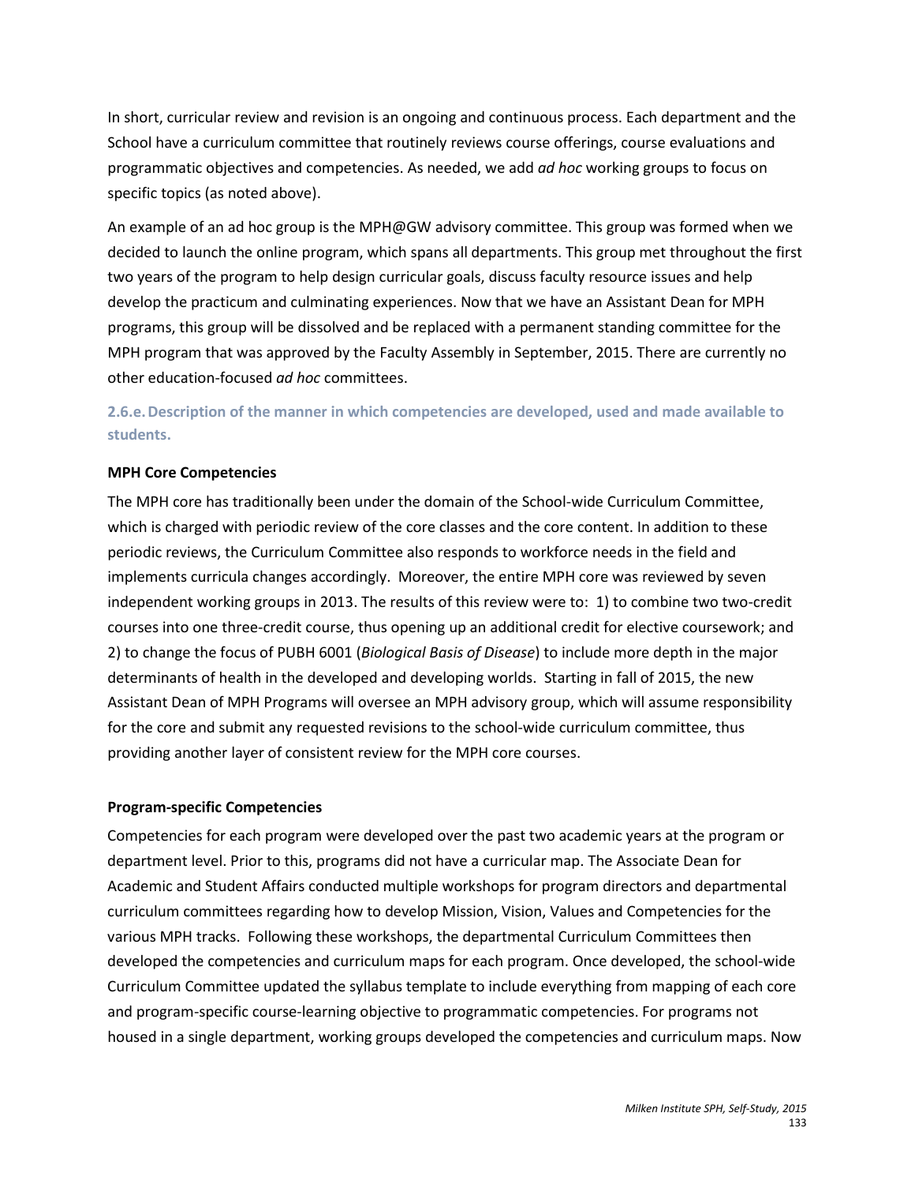In short, curricular review and revision is an ongoing and continuous process. Each department and the School have a curriculum committee that routinely reviews course offerings, course evaluations and programmatic objectives and competencies. As needed, we add *ad hoc* working groups to focus on specific topics (as noted above).

An example of an ad hoc group is the MPH@GW advisory committee. This group was formed when we decided to launch the online program, which spans all departments. This group met throughout the first two years of the program to help design curricular goals, discuss faculty resource issues and help develop the practicum and culminating experiences. Now that we have an Assistant Dean for MPH programs, this group will be dissolved and be replaced with a permanent standing committee for the MPH program that was approved by the Faculty Assembly in September, 2015. There are currently no other education-focused *ad hoc* committees.

### 2.6.e. Description of the manner in which competencies are developed, used and made available to students.

**MPH Core Competencies**

The MPH core has traditionally been under the domain of the School-wide Curriculum Committee, which is charged with periodic review of the core classes and the core content. In addition to these periodic reviews, the Curriculum Committee also responds to workforce needs in the field and implements curricula changes accordingly. Moreover, the entire MPH core was reviewed by seven independent working groups in 2013. The results of this review were to: 1) to combine two two-credit courses into one three-credit course, thus opening up an additional credit for elective coursework; and 2) to change the focus of PUBH 6001 (*Biological Basis of Disease*) to include more depth in the major determinants of health in the developed and developing worlds. Starting in fall of 2015, the new Assistant Dean of MPH Programs will oversee an MPH advisory group, which will assume responsibility for the core and submit any requested revisions to the school-wide curriculum committee, thus providing another layer of consistent review for the MPH core courses.

**Program-specific Competencies**

Competencies for each program were developed over the past two academic years at the program or department level. Prior to this, programs did not have a curricular map. The Associate Dean for Academic and Student Affairs conducted multiple workshops for program directors and departmental curriculum committees regarding how to develop Mission, Vision, Values and Competencies for the various MPH tracks. Following these workshops, the departmental Curriculum Committees then developed the competencies and curriculum maps for each program. Once developed, the school-wide Curriculum Committee updated the syllabus template to include everything from mapping of each core and program-specific course-learning objective to programmatic competencies. For programs not housed in a single department, working groups developed the competencies and curriculum maps. Now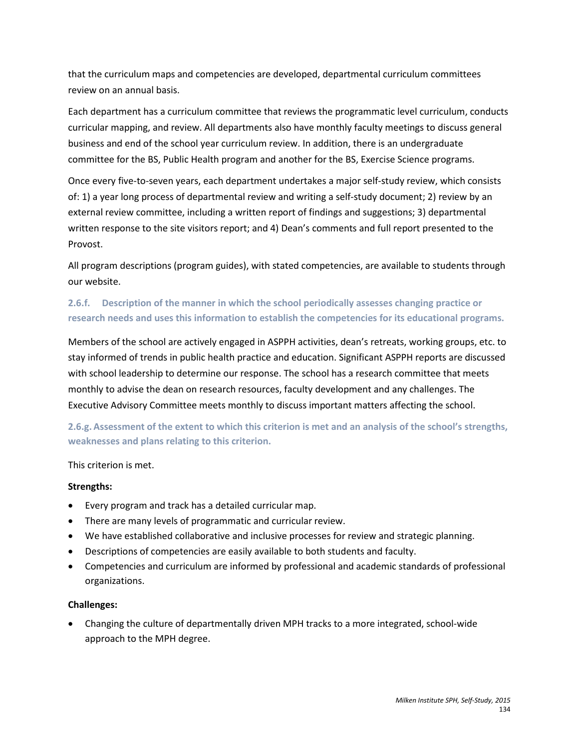that the curriculum maps and competencies are developed, departmental curriculum committees review on an annual basis.

Each department has a curriculum committee that reviews the programmatic level curriculum, conducts curricular mapping, and review. All departments also have monthly faculty meetings to discuss general business and end of the school year curriculum review. In addition, there is an undergraduate committee for the BS, Public Health program and another for the BS, Exercise Science programs.

Once every five-to-seven years, each department undertakes a major self-study review, which consists of: 1) a year long process of departmental review and writing a self-study document; 2) review by an external review committee, including a written report of findings and suggestions; 3) departmental written response to the site visitors report; and 4) Dean's comments and full report presented to the Provost.

All program descriptions (program guides), with stated competencies, are available to students through our website.

### 2.6.f. Description of the manner in which the school periodically assesses changing practice or research needs and uses this information to establish the competencies for its educational programs.

Members of the school are actively engaged in ASPPH activities, dean's retreats, working groups, etc. to stay informed of trends in public health practice and education. Significant ASPPH reports are discussed with school leadership to determine our response. The school has a research committee that meets monthly to advise the dean on research resources, faculty development and any challenges. The Executive Advisory Committee meets monthly to discuss important matters affecting the school.

### 2.6.g. Assessment of the extent to which this criterion is met and an analysis of the school's strengths, weaknesses and plans relating to this criterion.

This criterion is met.

**Strengths:**

- Every program and track has a detailed curricular map.
- There are many levels of programmatic and curricular review.
- We have established collaborative and inclusive processes for review and strategic planning.
- Descriptions of competencies are easily available to both students and faculty.
- Competencies and curriculum are informed by professional and academic standards of professional organizations.

**Challenges:**

- Changing the culture of departmentally driven MPH tracks to a more integrated, school-wide approach to the MPH degree.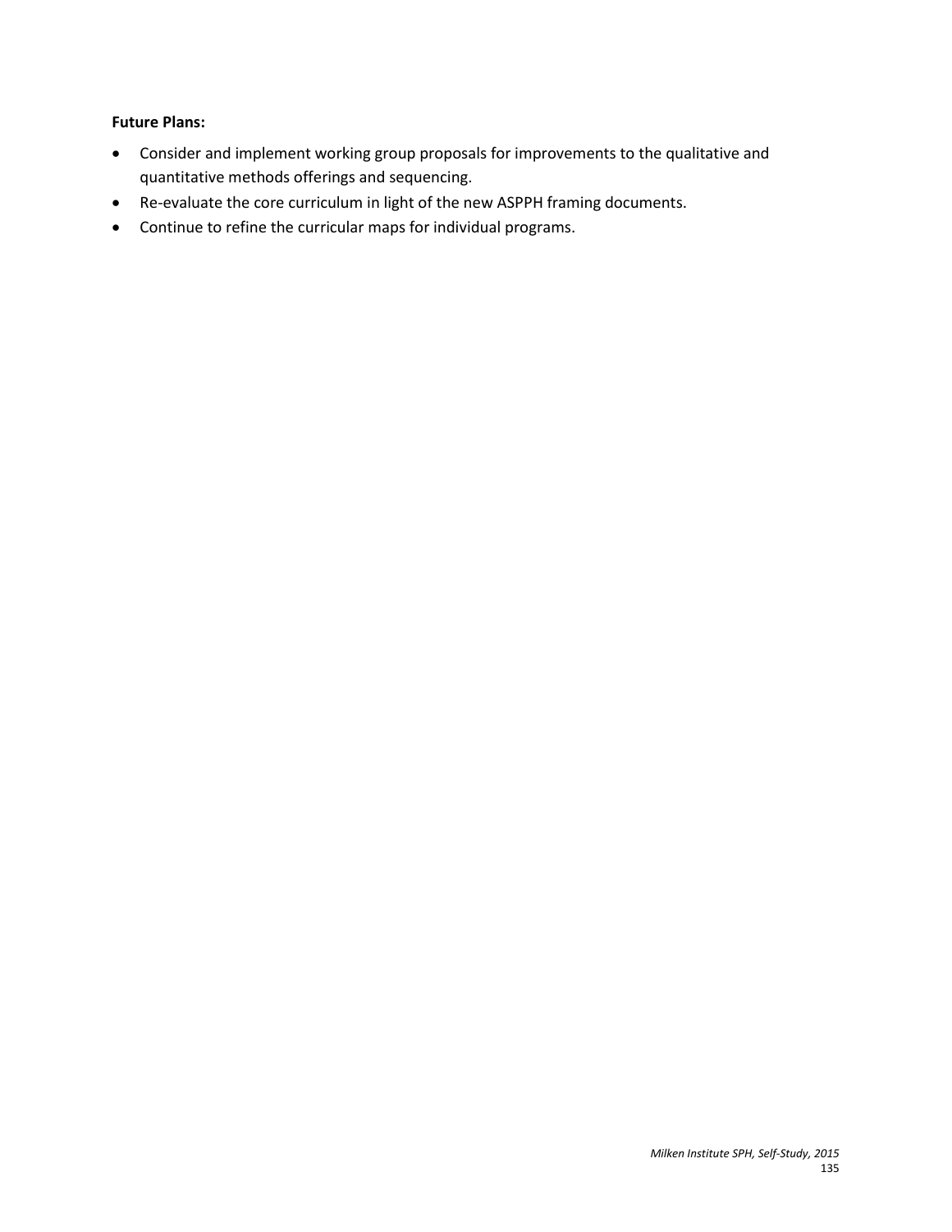**Future Plans:**

- Consider and implement working group proposals for improvements to the qualitative and quantitative methods offerings and sequencing.
- Re-evaluate the core curriculum in light of the new ASPPH framing documents.
- Continue to refine the curricular maps for individual programs.